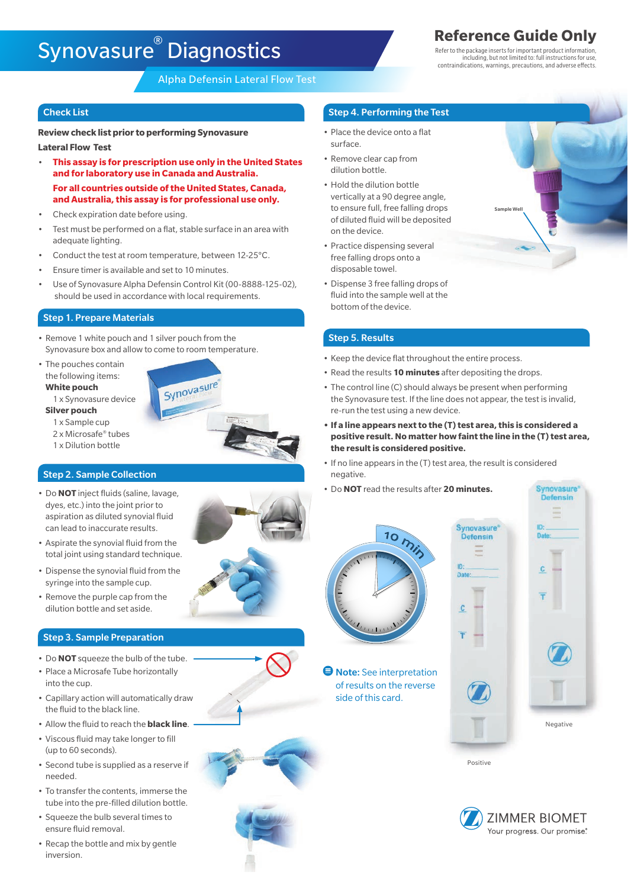# Synovasure® Diagnostics

Alpha Defensin Lateral Flow Test

**Reference Guide Only**

Refer to the package inserts for important product information, including, but not limited to: full instructions for use, contraindications, warnings, precautions, and adverse effects.

## Check List

**Review check list prior to performing Synovasure Lateral Flow Test**

- **This assay is for prescription use only in the United States and for laboratory use in Canada and Australia.**

  **For all countries outside of the United States, Canada, and Australia, this assay is for professional use only.**
- Check expiration date before using.
- Test must be performed on a flat, stable surface in an area with adequate lighting.
- Conduct the test at room temperature, between 12-25°C.
- Ensure timer is available and set to 10 minutes.
- Use of Synovasure Alpha Defensin Control Kit (00-8888-125-02), should be used in accordance with local requirements.

## Step 1. Prepare Materials

- Remove 1 white pouch and 1 silver pouch from the Synovasure box and allow to come to room temperature.
- The pouches contain the following items:

  **White pouch**

  1 x Synovasure device

  **Silver pouch**

  1 x Sample cup

  2 x Microsafe® tubes

  1 x Dilution bottle

## Step 2. Sample Collection

- Do **NOT** inject fluids (saline, lavage, dyes, etc.) into the joint prior to aspiration as diluted synovial fluid can lead to inaccurate results.
- Aspirate the synovial fluid from the total joint using standard technique.
- Dispense the synovial fluid from the syringe into the sample cup.
- Remove the purple cap from the dilution bottle and set aside.

## Step 3. Sample Preparation

- Do **NOT** squeeze the bulb of the tube.
- Place a Microsafe Tube horizontally into the cup.
- Capillary action will automatically draw the fluid to the black line.
- Allow the fluid to reach the **black line**.
- Viscous fluid may take longer to fill (up to 60 seconds).
- Second tube is supplied as a reserve if needed.
- To transfer the contents, immerse the tube into the pre-filled dilution bottle.
- Squeeze the bulb several times to ensure fluid removal.
- Recap the bottle and mix by gentle inversion.

## Step 4. Performing the Test

- Place the device onto a flat surface.
- Remove clear cap from dilution bottle.
- Hold the dilution bottle vertically at a 90 degree angle, to ensure full, free falling drops of diluted fluid will be deposited on the device.
- Practice dispensing several free falling drops onto a disposable towel.
- Dispense 3 free falling drops of fluid into the sample well at the bottom of the device.

Sample Well

## Step 5. Results

- Keep the device flat throughout the entire process.
- Read the results **10 minutes** after depositing the drops.
- The control line (C) should always be present when performing the Synovasure test. If the line does not appear, the test is invalid, re-run the test using a new device.
- **If a line appears next to the (T) test area, this is considered a positive result. No matter how faint the line in the (T) test area, the result is considered positive.**
- If no line appears in the (T) test area, the result is considered negative.
- Do **NOT** read the results after **20 minutes.**

10 min

**Note:** See interpretation of results on the reverse side of this card.

Positive

Negative

ZIMMER BIOMET

Your progress. Our promise.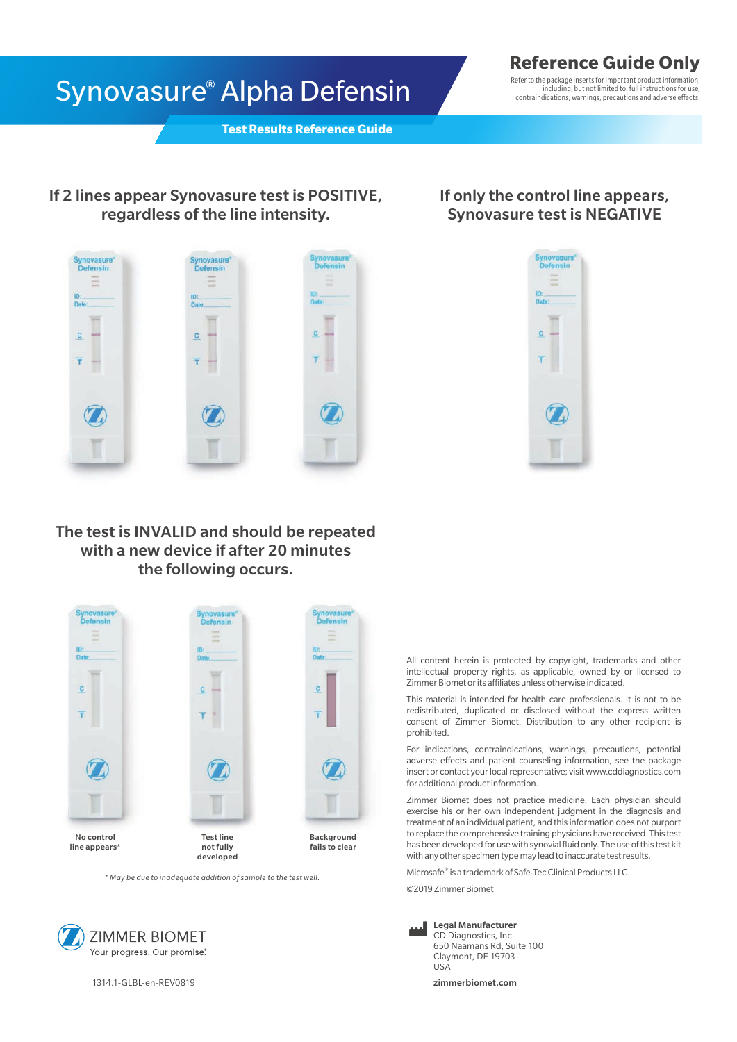# Synovasure® Alpha Defensin

**Test Results Reference Guide**

## Reference Guide Only

Refer to the package inserts for important product information, including, but not limited to: full instructions for use, contraindications, warnings, precautions and adverse effects.

### If 2 lines appear Synovasure test is POSITIVE, regardless of the line intensity.

### If only the control line appears, Synovasure test is NEGATIVE

### The test is INVALID and should be repeated with a new device if after 20 minutes the following occurs.

No control line appears*

Test line not fully developed

Background fails to clear

*\* May be due to inadequate addition of sample to the test well.*

All content herein is protected by copyright, trademarks and other intellectual property rights, as applicable, owned by or licensed to Zimmer Biomet or its affiliates unless otherwise indicated.

This material is intended for health care professionals. It is not to be redistributed, duplicated or disclosed without the express written consent of Zimmer Biomet. Distribution to any other recipient is prohibited.

For indications, contraindications, warnings, precautions, potential adverse effects and patient counseling information, see the package insert or contact your local representative; visit www.cddiagnostics.com for additional product information.

Zimmer Biomet does not practice medicine. Each physician should exercise his or her own independent judgment in the diagnosis and treatment of an individual patient, and this information does not purport to replace the comprehensive training physicians have received. This test has been developed for use with synovial fluid only. The use of this test kit with any other specimen type may lead to inaccurate test results.

Microsafe® is a trademark of Safe-Tec Clinical Products LLC.

©2019 Zimmer Biomet

ZIMMER BIOMET
Your progress. Our promise.®

1314.1-GLBL-en-REV0819

**Legal Manufacturer**
CD Diagnostics, Inc
650 Naamans Rd, Suite 100
Claymont, DE 19703
USA

**zimmerbiomet.com**